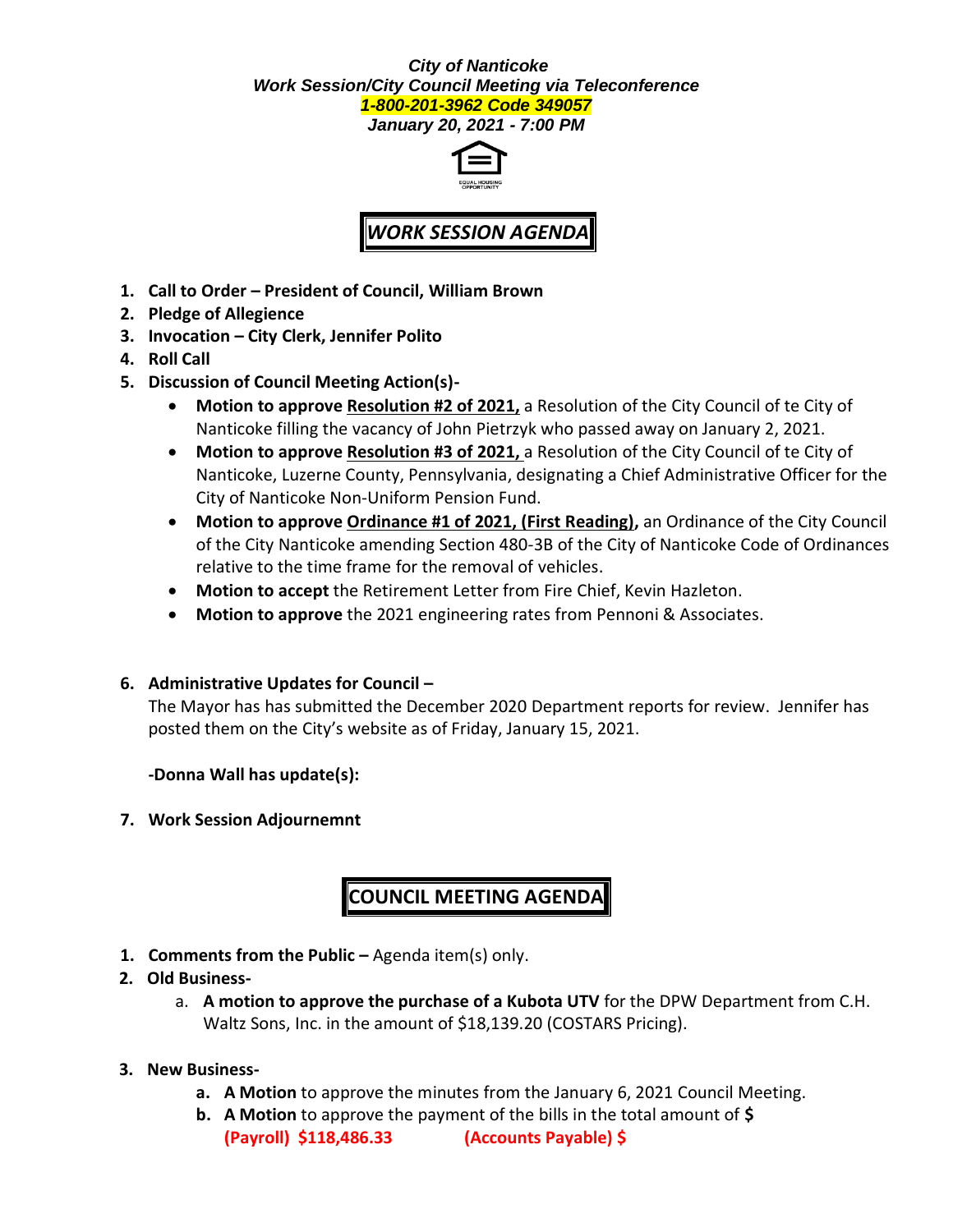***City of Nanticoke***
***Work Session/City Council Meeting via Teleconference***
***1-800-201-3962 Code 349057***
***January 20, 2021 - 7:00 PM***

EQUAL HOUSING OPPORTUNITY

## *WORK SESSION AGENDA*

1. **Call to Order – President of Council, William Brown**
2. **Pledge of Allegience**
3. **Invocation – City Clerk, Jennifer Polito**
4. **Roll Call**
5. **Discussion of Council Meeting Action(s)-**
   - **Motion to approve Resolution #2 of 2021,** a Resolution of the City Council of te City of Nanticoke filling the vacancy of John Pietrzyk who passed away on January 2, 2021.
   - **Motion to approve Resolution #3 of 2021,** a Resolution of the City Council of te City of Nanticoke, Luzerne County, Pennsylvania, designating a Chief Administrative Officer for the City of Nanticoke Non-Uniform Pension Fund.
   - **Motion to approve Ordinance #1 of 2021, (First Reading),** an Ordinance of the City Council of the City Nanticoke amending Section 480-3B of the City of Nanticoke Code of Ordinances relative to the time frame for the removal of vehicles.
   - **Motion to accept** the Retirement Letter from Fire Chief, Kevin Hazleton.
   - **Motion to approve** the 2021 engineering rates from Pennoni & Associates.

6. **Administrative Updates for Council –**

   The Mayor has has submitted the December 2020 Department reports for review. Jennifer has posted them on the City's website as of Friday, January 15, 2021.

   **-Donna Wall has update(s):**

7. **Work Session Adjournemnt**

## COUNCIL MEETING AGENDA

1. **Comments from the Public –** Agenda item(s) only.
2. **Old Business-**
   a. **A motion to approve the purchase of a Kubota UTV** for the DPW Department from C.H. Waltz Sons, Inc. in the amount of $18,139.20 (COSTARS Pricing).

3. **New Business-**
   a. **A Motion** to approve the minutes from the January 6, 2021 Council Meeting.
   b. **A Motion** to approve the payment of the bills in the total amount of **$**
   **(Payroll) $118,486.33 (Accounts Payable) $**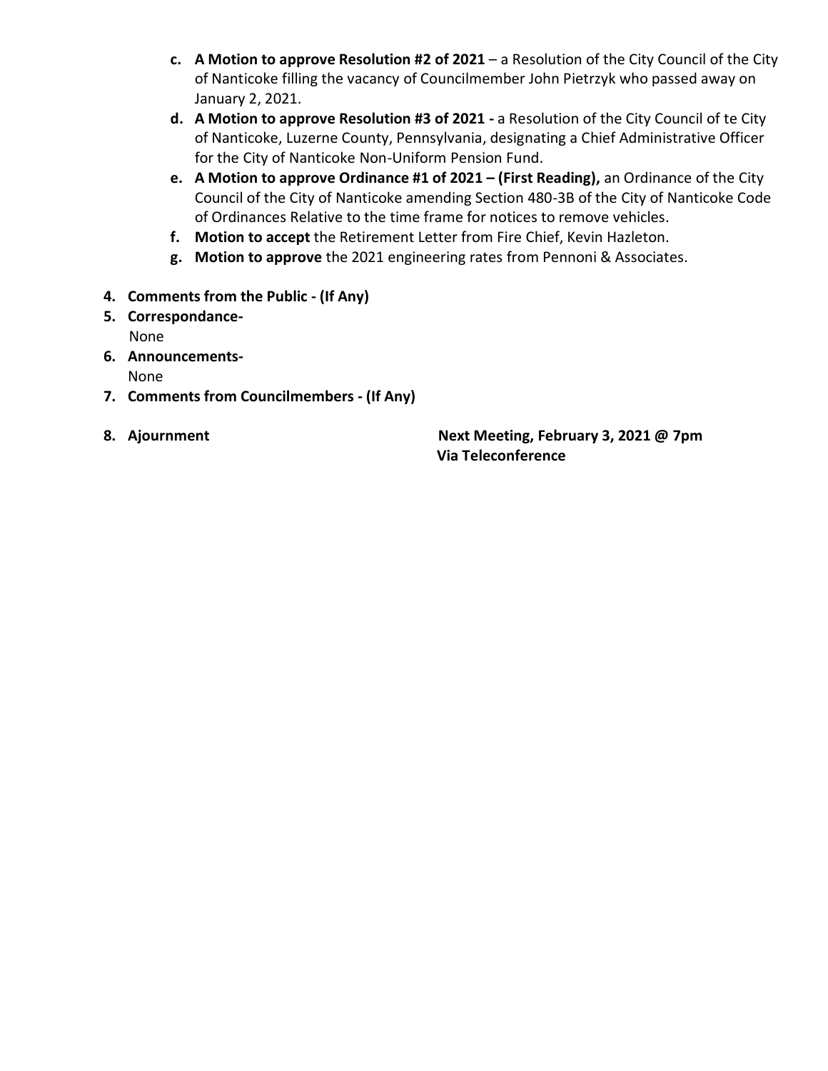c. **A Motion to approve Resolution #2 of 2021** – a Resolution of the City Council of the City of Nanticoke filling the vacancy of Councilmember John Pietrzyk who passed away on January 2, 2021.

d. **A Motion to approve Resolution #3 of 2021 -** a Resolution of the City Council of te City of Nanticoke, Luzerne County, Pennsylvania, designating a Chief Administrative Officer for the City of Nanticoke Non-Uniform Pension Fund.

e. **A Motion to approve Ordinance #1 of 2021 – (First Reading),** an Ordinance of the City Council of the City of Nanticoke amending Section 480-3B of the City of Nanticoke Code of Ordinances Relative to the time frame for notices to remove vehicles.

f. **Motion to accept** the Retirement Letter from Fire Chief, Kevin Hazleton.

g. **Motion to approve** the 2021 engineering rates from Pennoni & Associates.

4. **Comments from the Public - (If Any)**
5. **Correspondance-**
   None
6. **Announcements-**
   None
7. **Comments from Councilmembers - (If Any)**
8. **Ajournment** **Next Meeting, February 3, 2021 @ 7pm Via Teleconference**